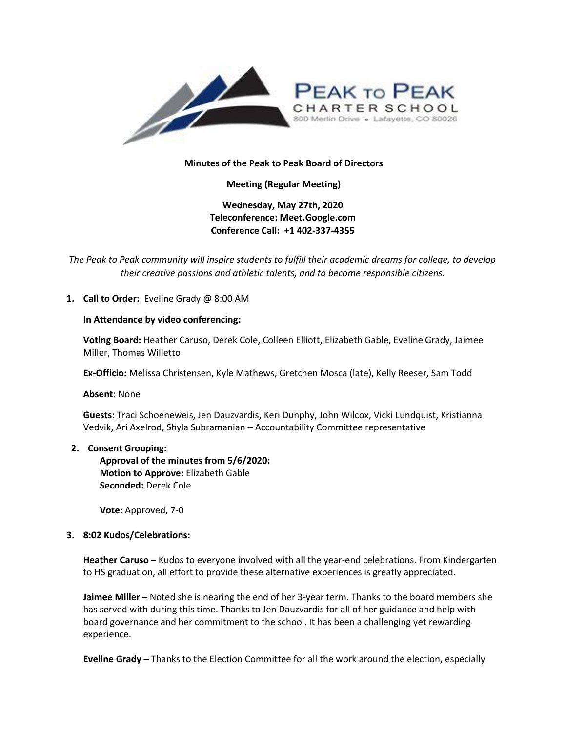PEAK TO PEAK CHARTER SCHOOL
800 Merlin Drive • Lafayette, CO 80026

**Minutes of the Peak to Peak Board of Directors**

**Meeting (Regular Meeting)**

**Wednesday, May 27th, 2020**
**Teleconference: Meet.Google.com**
**Conference Call: +1 402-337-4355**

*The Peak to Peak community will inspire students to fulfill their academic dreams for college, to develop their creative passions and athletic talents, and to become responsible citizens.*

1. **Call to Order:** Eveline Grady @ 8:00 AM

   **In Attendance by video conferencing:**

   **Voting Board:** Heather Caruso, Derek Cole, Colleen Elliott, Elizabeth Gable, Eveline Grady, Jaimee Miller, Thomas Willetto

   **Ex-Officio:** Melissa Christensen, Kyle Mathews, Gretchen Mosca (late), Kelly Reeser, Sam Todd

   **Absent:** None

   **Guests:** Traci Schoeneweis, Jen Dauzvardis, Keri Dunphy, John Wilcox, Vicki Lundquist, Kristianna Vedvik, Ari Axelrod, Shyla Subramanian – Accountability Committee representative

2. **Consent Grouping:**
   **Approval of the minutes from 5/6/2020:**
   **Motion to Approve:** Elizabeth Gable
   **Seconded:** Derek Cole

   **Vote:** Approved, 7-0

3. **8:02 Kudos/Celebrations:**

   **Heather Caruso –** Kudos to everyone involved with all the year-end celebrations. From Kindergarten to HS graduation, all effort to provide these alternative experiences is greatly appreciated.

   **Jaimee Miller –** Noted she is nearing the end of her 3-year term. Thanks to the board members she has served with during this time. Thanks to Jen Dauzvardis for all of her guidance and help with board governance and her commitment to the school. It has been a challenging yet rewarding experience.

   **Eveline Grady –** Thanks to the Election Committee for all the work around the election, especially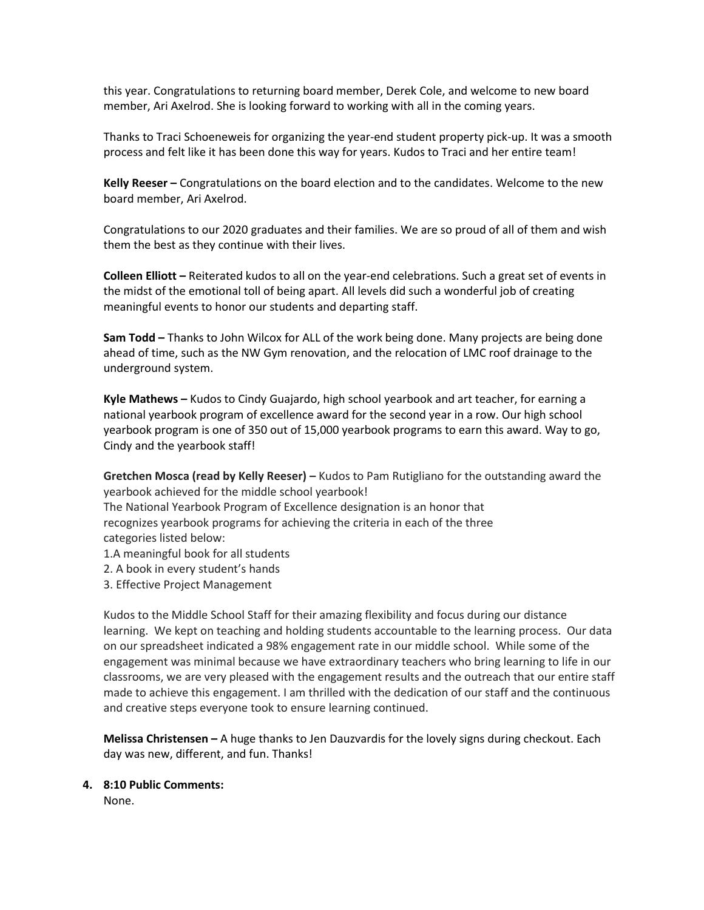this year. Congratulations to returning board member, Derek Cole, and welcome to new board member, Ari Axelrod. She is looking forward to working with all in the coming years.

Thanks to Traci Schoeneweis for organizing the year-end student property pick-up. It was a smooth process and felt like it has been done this way for years. Kudos to Traci and her entire team!

**Kelly Reeser –** Congratulations on the board election and to the candidates. Welcome to the new board member, Ari Axelrod.

Congratulations to our 2020 graduates and their families. We are so proud of all of them and wish them the best as they continue with their lives.

**Colleen Elliott –** Reiterated kudos to all on the year-end celebrations. Such a great set of events in the midst of the emotional toll of being apart. All levels did such a wonderful job of creating meaningful events to honor our students and departing staff.

**Sam Todd –** Thanks to John Wilcox for ALL of the work being done. Many projects are being done ahead of time, such as the NW Gym renovation, and the relocation of LMC roof drainage to the underground system.

**Kyle Mathews –** Kudos to Cindy Guajardo, high school yearbook and art teacher, for earning a national yearbook program of excellence award for the second year in a row. Our high school yearbook program is one of 350 out of 15,000 yearbook programs to earn this award. Way to go, Cindy and the yearbook staff!

**Gretchen Mosca (read by Kelly Reeser) –** Kudos to Pam Rutigliano for the outstanding award the yearbook achieved for the middle school yearbook!
The National Yearbook Program of Excellence designation is an honor that recognizes yearbook programs for achieving the criteria in each of the three categories listed below:

1. A meaningful book for all students
2. A book in every student's hands
3. Effective Project Management

Kudos to the Middle School Staff for their amazing flexibility and focus during our distance learning. We kept on teaching and holding students accountable to the learning process. Our data on our spreadsheet indicated a 98% engagement rate in our middle school. While some of the engagement was minimal because we have extraordinary teachers who bring learning to life in our classrooms, we are very pleased with the engagement results and the outreach that our entire staff made to achieve this engagement. I am thrilled with the dedication of our staff and the continuous and creative steps everyone took to ensure learning continued.

**Melissa Christensen –** A huge thanks to Jen Dauzvardis for the lovely signs during checkout. Each day was new, different, and fun. Thanks!

**4. 8:10 Public Comments:**
None.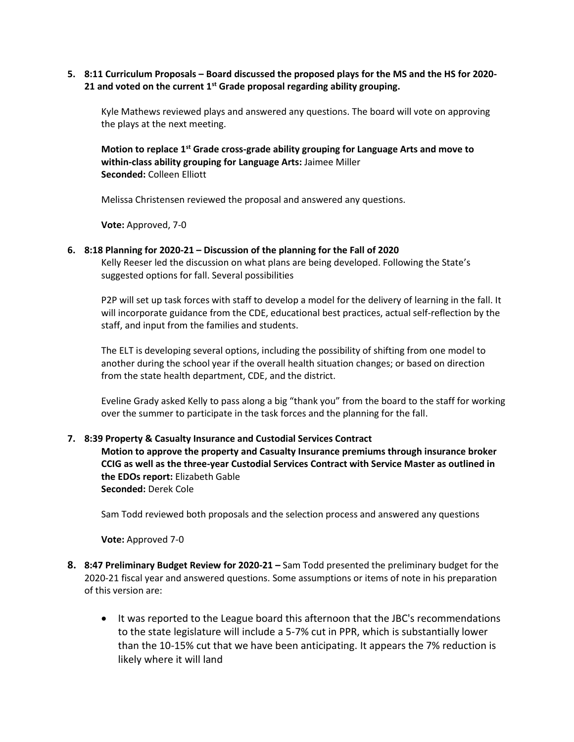**5. 8:11 Curriculum Proposals – Board discussed the proposed plays for the MS and the HS for 2020-21 and voted on the current 1st Grade proposal regarding ability grouping.**

Kyle Mathews reviewed plays and answered any questions. The board will vote on approving the plays at the next meeting.

**Motion to replace 1st Grade cross-grade ability grouping for Language Arts and move to within-class ability grouping for Language Arts:** Jaimee Miller
**Seconded:** Colleen Elliott

Melissa Christensen reviewed the proposal and answered any questions.

**Vote:** Approved, 7-0

**6. 8:18 Planning for 2020-21 – Discussion of the planning for the Fall of 2020**

Kelly Reeser led the discussion on what plans are being developed. Following the State's suggested options for fall. Several possibilities

P2P will set up task forces with staff to develop a model for the delivery of learning in the fall. It will incorporate guidance from the CDE, educational best practices, actual self-reflection by the staff, and input from the families and students.

The ELT is developing several options, including the possibility of shifting from one model to another during the school year if the overall health situation changes; or based on direction from the state health department, CDE, and the district.

Eveline Grady asked Kelly to pass along a big "thank you" from the board to the staff for working over the summer to participate in the task forces and the planning for the fall.

**7. 8:39 Property & Casualty Insurance and Custodial Services Contract**

**Motion to approve the property and Casualty Insurance premiums through insurance broker CCIG as well as the three-year Custodial Services Contract with Service Master as outlined in the EDOs report:** Elizabeth Gable
**Seconded:** Derek Cole

Sam Todd reviewed both proposals and the selection process and answered any questions

**Vote:** Approved 7-0

**8. 8:47 Preliminary Budget Review for 2020-21 –** Sam Todd presented the preliminary budget for the 2020-21 fiscal year and answered questions. Some assumptions or items of note in his preparation of this version are:

- It was reported to the League board this afternoon that the JBC's recommendations to the state legislature will include a 5-7% cut in PPR, which is substantially lower than the 10-15% cut that we have been anticipating. It appears the 7% reduction is likely where it will land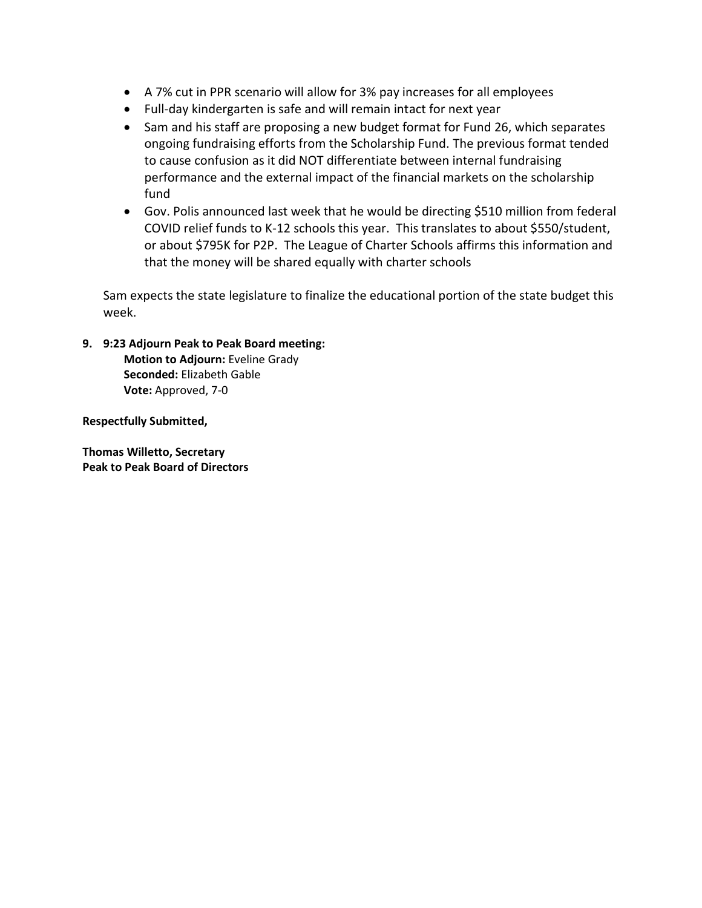- A 7% cut in PPR scenario will allow for 3% pay increases for all employees
- Full-day kindergarten is safe and will remain intact for next year
- Sam and his staff are proposing a new budget format for Fund 26, which separates ongoing fundraising efforts from the Scholarship Fund. The previous format tended to cause confusion as it did NOT differentiate between internal fundraising performance and the external impact of the financial markets on the scholarship fund
- Gov. Polis announced last week that he would be directing $510 million from federal COVID relief funds to K-12 schools this year. This translates to about $550/student, or about $795K for P2P. The League of Charter Schools affirms this information and that the money will be shared equally with charter schools

Sam expects the state legislature to finalize the educational portion of the state budget this week.

**9. 9:23 Adjourn Peak to Peak Board meeting:**

**Motion to Adjourn:** Eveline Grady
**Seconded:** Elizabeth Gable
**Vote:** Approved, 7-0

**Respectfully Submitted,**

**Thomas Willetto, Secretary**
**Peak to Peak Board of Directors**